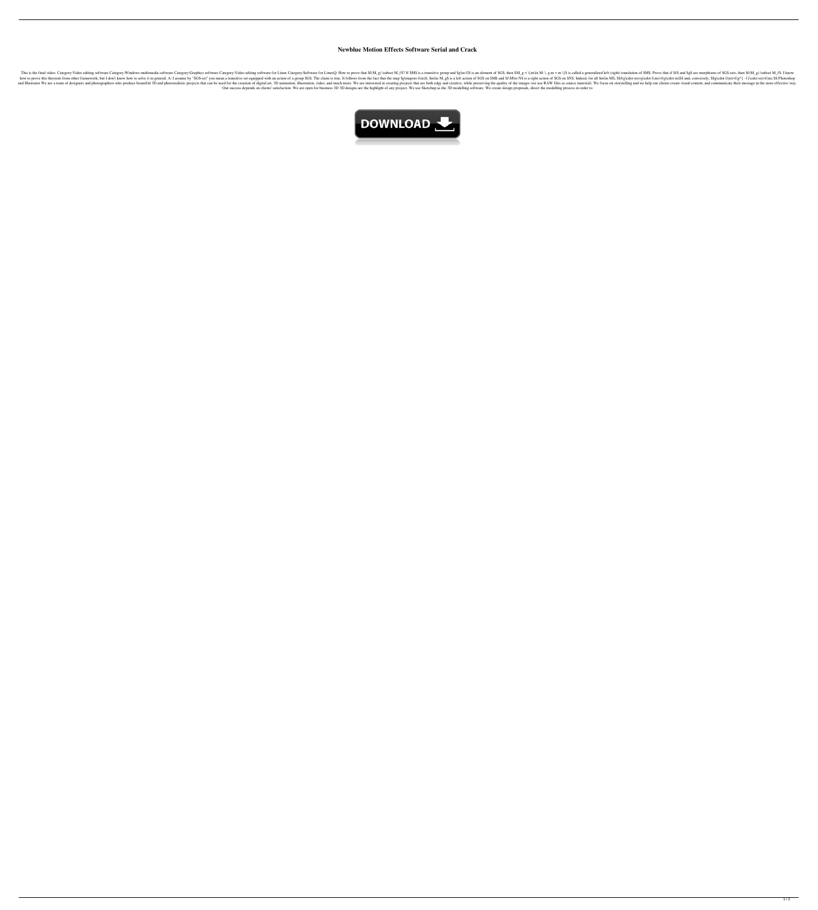# Newblue Motion Effects Software Serial and Crack

This is the final video. Category:Video editing software Category:Windows multimedia software Category:Graphics software Category:Video editing software for Linux Category:Software for LinuxQ: How to prove that $f(M_g) \subset M_f$? If $M$ is a transitive group and $g\in G$ is an element of $G$, then $M_g = \{m\in M: \, g.m = m \}$ is called a generalized left (right) translation of $M$. Prove that if $f$ and $g$ are morphisms of $G$-sets, then $f(M_g) \subset M_f$. I know how to prove this theorem from other framework; but I don't know how to solve it in general. A: I assume by "$G$-set" you mean a transitive set equipped with an action of a group $G$. The claim is true. It follows from the fact that the map $g\mapsto f(m)$, $m\in M_g$ is a left action of $G$ on $M$ and $f:M\to N$ is a right action of $G$ on $N$. Indeed, for all $m\in M$, $$f(g\cdot m)=g\cdot f(m)=f(g\cdot m)$$ and, conversely, $$g\cdot f(m)=f(g^{-1}\cdot m)=f(m).$$ Photoshop and Illustrator We are a team of designers and photographers who produce beautiful 3D and photorealistic projects that can be used for the creation of digital art, 3D animation, illustration, video, and much more. We are interested in creating projects that are both edgy and creative, while preserving the quality of the images (we use RAW files as source material). We focus on storytelling and we help our clients create visual content, and communicate their message in the most effective way. Our success depends on clients' satisfaction. We are open for business 3D 3D designs are the highlight of any project. We use Sketchup as the 3D modelling software. We create design proposals, direct the modelling process in order to

DOWNLOAD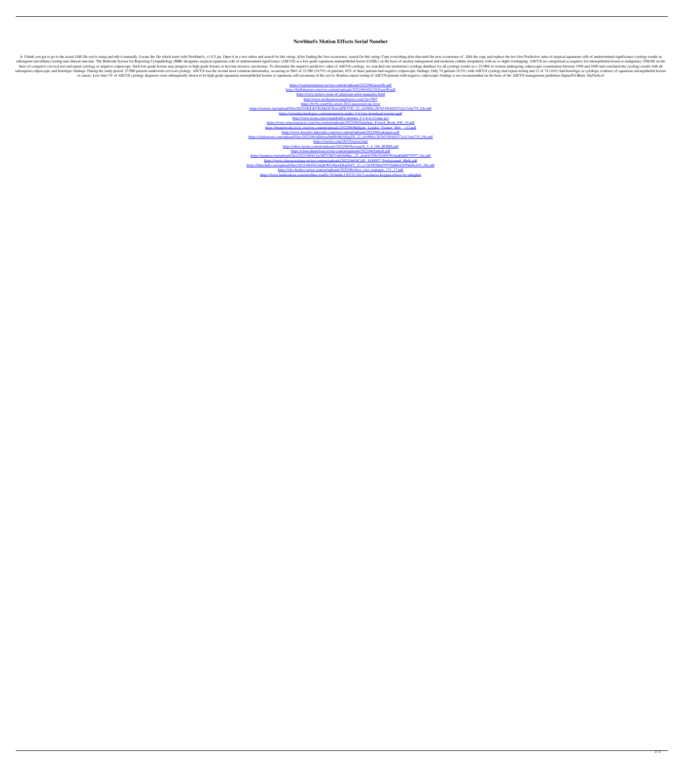# Newbluefx Motion Effects Serial Number

A: I think you got to go to the actual JAR file you're using and edit it manually. Locate the file which starts with Newbluefx_v1.0.5.jar. Open it in a text editor and search for this string: After finding the first occurrence, search for this string: Copy everything after that until the next occurrence of . Edit the copy and replace the two first Predictive value of atypical squamous cells of undetermined significance cytology results in subsequent surveillance testing and clinical outcome. The Bethesda System for Reporting Cytopathology (BSR) designates atypical squamous cells of undetermined significance (ASCUS) as a low-grade squamous intraepithelial lesion (LGSIL) on the basis of nuclear enlargement and moderate cellular irregularity with no or slight overlapping. ASCUS are categorized as negative for intraepithelial lesion or malignancy (NILM) on the basis of a negative cervical test and repeat cytology or negative colposcopy. Such low-grade lesions may progress to high-grade lesions or become invasive carcinomas. To determine the negative predictive value of ASCUS cytology, we searched our institution's cytology database for all cytology results (n = 23,980) in women undergoing colposcopic examination between 1996 and 2000 and correlated the cytology results with all subsequent colposcopic and histologic findings. During the study period, 23,980 patients underwent cervical cytology. ASCUS was the second most common abnormality, occurring in 5663 of 23,980 (24.5%) of patients; 82% of these patients had negative colposcopic findings. Only 74 patients (0.3%) with ASCUS cytology had repeat testing and 12 of 74 (16%) had histologic or cytologic evidence of squamous intraepithelial lesions or cancer. Less than 1% of ASCUS cytology diagnoses were subsequently shown to be high-grade squamous intraepithelial lesions or squamous cell carcinoma of the cervix. Routine repeat testing of ASCUS patients with negative colposcopic findings is not recommended on the basis of the ASCUS management guidelines.SigmaTel Black 3da54e8ca3

https://vegetarentusiast.no/wp-content/uploads/2022/06/zeotelle.pdf
https://helloherniit.com/wp-content/uploads/2022/06/62b32fd3aee9b.pdf
https://ruix.ru/new-issue-of-american-artist-magazine.html
http://www.mybeautyroomabruzzo.com/?p=7907
https://6v9s.com/fifa-street-2012-password-rar-free/
https://stonerx.me/upload/files/2022/06/LKVllyMaOCflowyHW5VD_22_efe989cc2b76519f4d3f37a3c7c6a735_file.pdf
https://swisshtechnologies.com/automation-studio-5-6-free-download-torrent-upd/
http://www.rossn.com/zynaddsubfx-airsmax-3-3-6-rcv2-mac-pc/
https://www.sensoragencia.com/wp-content/uploads/2022/06/Jumelage_French_Book_Pdf_34.pdf
https://thenetworkcircle.com/wp-content/uploads/2022/06/Hellgate_London_Trainer_X64__v12.pdf
https://www.beaches-lakesides.com/wp-content/uploads/2022/06/sakapans.pdf
https://chatinzone.com/upload/files/2022/06/xKk6xq5p8lFeBfAPqqTS_22_efe989cc2b76519f4d3f37a3c7c6a735_file.pdf
https://versiis.com/28335/sarvesing/
https://ubex.in/wp-content/uploads/2022/06/NeorageX_5_4_186_ROMS.pdf
https://clinicalnutrition.ie/wp-content/uploads/2022/06/fatkafl.pdf
https://naamea.org/upload/files/2022/06/kCpwMTVZh91n6GhblSpc_22_afad4c958e92d48f962dad0dd8f795f7_file.pdf
https://www.chiesacristiana.eu/wp-content/uploads/2022/06/OCAD_1030957_Professional_Multi.pdf
https://bikerhall.com/upload/files/2022/06/FsGAQIeWfoNpADkjdX4V_22_e13d30f5bbd7f972bdb642070dd4c445_file.pdf
https://yko-broker.ru/wp-content/uploads/2022/06/xbox_xiso_manager_131_17.pdf
https://www.batiksukses.com/newblue-totalfx-30-build-130725-2013-exclusive-keygen-xforce-by-chinglu/